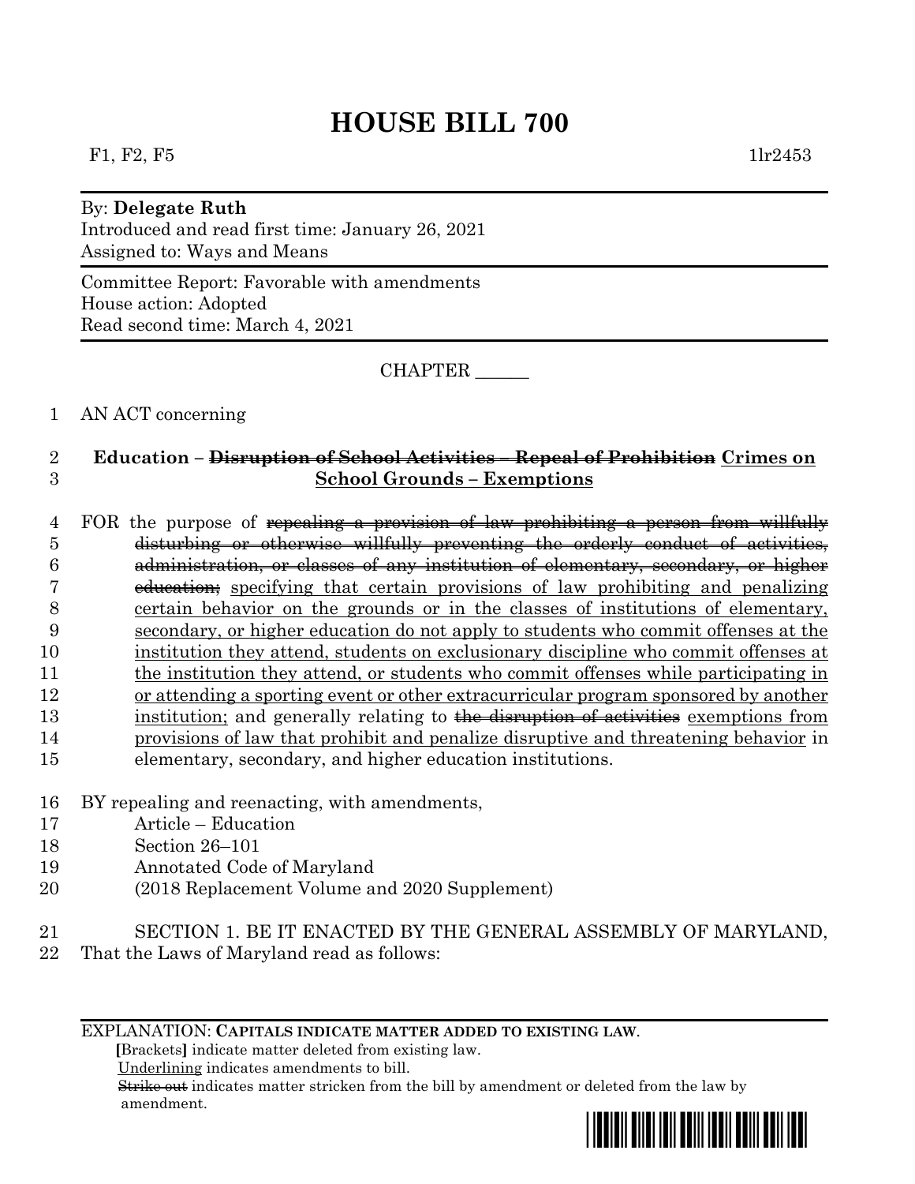# HOUSE BILL 700

F1, F2, F5 1lr2453

By: **Delegate Ruth**
Introduced and read first time: January 26, 2021
Assigned to: Ways and Means

Committee Report: Favorable with amendments
House action: Adopted
Read second time: March 4, 2021

CHAPTER ______

1 AN ACT concerning

2 **Education – ~~Disruption of School Activities – Repeal of Prohibition~~ <u>Crimes on</u>**
3 **<u>School Grounds – Exemptions</u>**

4 FOR the purpose of ~~repealing a provision of law prohibiting a person from willfully~~
5 ~~disturbing or otherwise willfully preventing the orderly conduct of activities,~~
6 ~~administration, or classes of any institution of elementary, secondary, or higher~~
7 ~~education;~~ <u>specifying that certain provisions of law prohibiting and penalizing</u>
8 <u>certain behavior on the grounds or in the classes of institutions of elementary,</u>
9 <u>secondary, or higher education do not apply to students who commit offenses at the</u>
10 <u>institution they attend, students on exclusionary discipline who commit offenses at</u>
11 <u>the institution they attend, or students who commit offenses while participating in</u>
12 <u>or attending a sporting event or other extracurricular program sponsored by another</u>
13 <u>institution;</u> and generally relating to ~~the disruption of activities~~ <u>exemptions from</u>
14 <u>provisions of law that prohibit and penalize disruptive and threatening behavior</u> in
15 elementary, secondary, and higher education institutions.

16 BY repealing and reenacting, with amendments,
17 Article – Education
18 Section 26–101
19 Annotated Code of Maryland
20 (2018 Replacement Volume and 2020 Supplement)

21 SECTION 1. BE IT ENACTED BY THE GENERAL ASSEMBLY OF MARYLAND,
22 That the Laws of Maryland read as follows:

EXPLANATION: **CAPITALS INDICATE MATTER ADDED TO EXISTING LAW.**
**[**Brackets**]** indicate matter deleted from existing law.
<u>Underlining</u> indicates amendments to bill.
~~Strike out~~ indicates matter stricken from the bill by amendment or deleted from the law by amendment.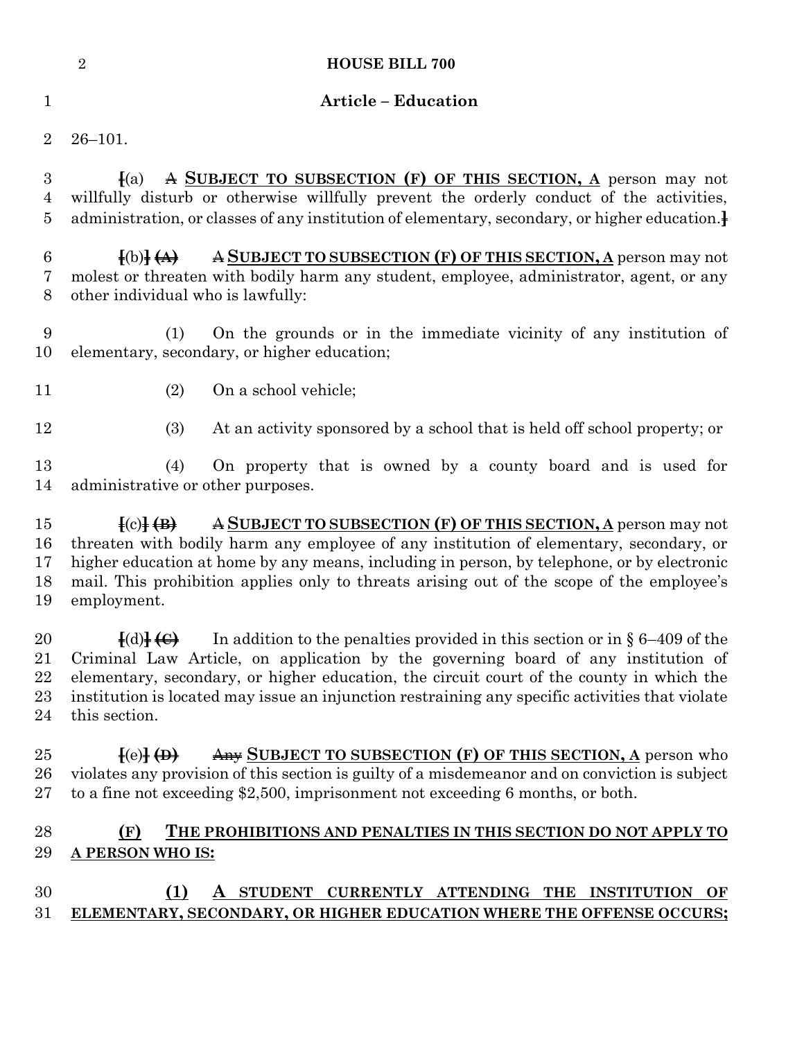**Article – Education**

26–101.

[(a) ~~A~~ **SUBJECT TO SUBSECTION (F) OF THIS SECTION, A** person may not willfully disturb or otherwise willfully prevent the orderly conduct of the activities, administration, or classes of any institution of elementary, secondary, or higher education.]

[(b)] ~~(A)~~ ~~A~~ **SUBJECT TO SUBSECTION (F) OF THIS SECTION, A** person may not molest or threaten with bodily harm any student, employee, administrator, agent, or any other individual who is lawfully:

(1) On the grounds or in the immediate vicinity of any institution of elementary, secondary, or higher education;

(2) On a school vehicle;

(3) At an activity sponsored by a school that is held off school property; or

(4) On property that is owned by a county board and is used for administrative or other purposes.

[(c)] ~~(B)~~ ~~A~~ **SUBJECT TO SUBSECTION (F) OF THIS SECTION, A** person may not threaten with bodily harm any employee of any institution of elementary, secondary, or higher education at home by any means, including in person, by telephone, or by electronic mail. This prohibition applies only to threats arising out of the scope of the employee's employment.

[(d)] ~~(C)~~ In addition to the penalties provided in this section or in § 6–409 of the Criminal Law Article, on application by the governing board of any institution of elementary, secondary, or higher education, the circuit court of the county in which the institution is located may issue an injunction restraining any specific activities that violate this section.

[(e)] ~~(D)~~ ~~Any~~ **SUBJECT TO SUBSECTION (F) OF THIS SECTION, A** person who violates any provision of this section is guilty of a misdemeanor and on conviction is subject to a fine not exceeding $2,500, imprisonment not exceeding 6 months, or both.

**(F) THE PROHIBITIONS AND PENALTIES IN THIS SECTION DO NOT APPLY TO A PERSON WHO IS:**

**(1) A STUDENT CURRENTLY ATTENDING THE INSTITUTION OF ELEMENTARY, SECONDARY, OR HIGHER EDUCATION WHERE THE OFFENSE OCCURS;**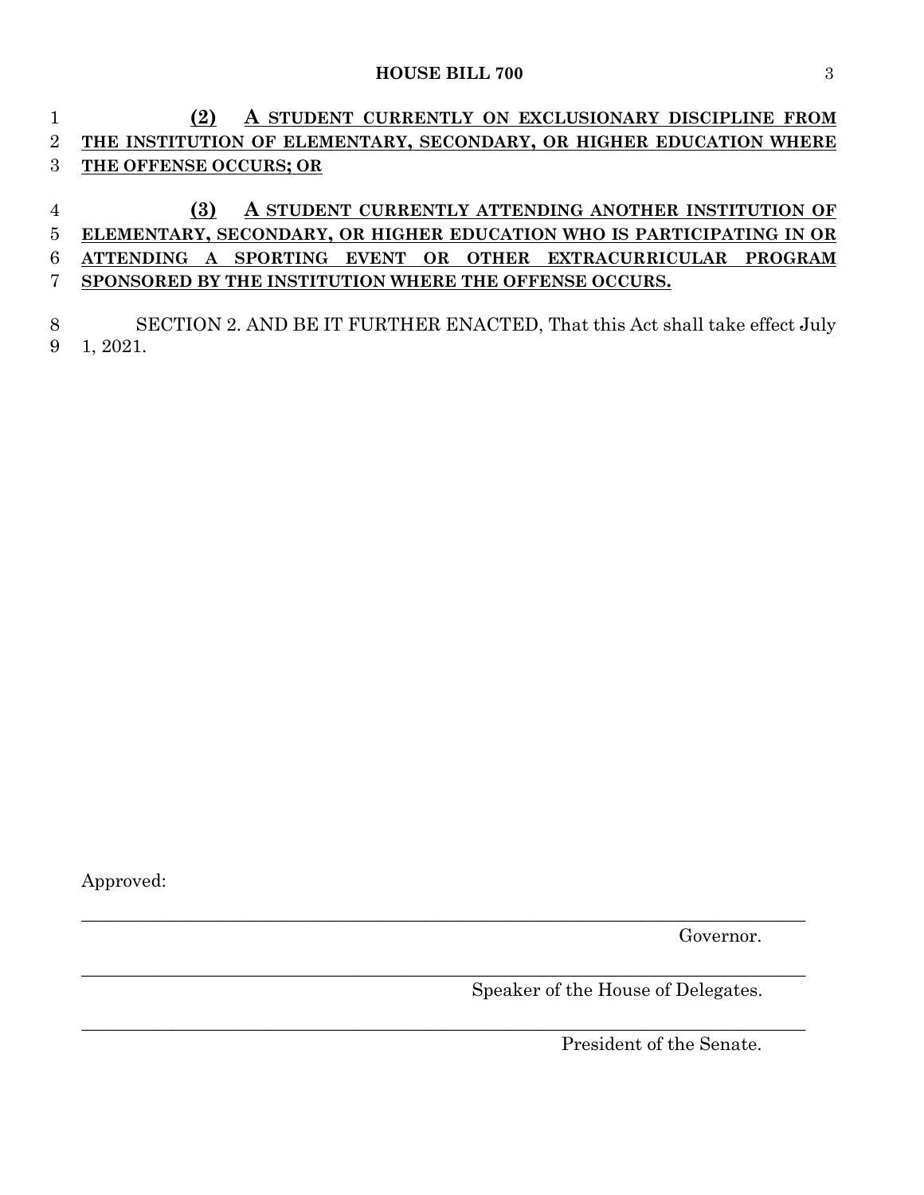**(2)** **A STUDENT CURRENTLY ON EXCLUSIONARY DISCIPLINE FROM THE INSTITUTION OF ELEMENTARY, SECONDARY, OR HIGHER EDUCATION WHERE THE OFFENSE OCCURS; OR**

**(3)** **A STUDENT CURRENTLY ATTENDING ANOTHER INSTITUTION OF ELEMENTARY, SECONDARY, OR HIGHER EDUCATION WHO IS PARTICIPATING IN OR ATTENDING A SPORTING EVENT OR OTHER EXTRACURRICULAR PROGRAM SPONSORED BY THE INSTITUTION WHERE THE OFFENSE OCCURS.**

SECTION 2. AND BE IT FURTHER ENACTED, That this Act shall take effect July 1, 2021.

Approved:

\_\_\_\_\_\_\_\_\_\_\_\_\_\_\_\_\_\_\_\_\_\_\_\_\_\_\_\_\_\_\_\_\_\_\_\_\_\_\_\_\_\_\_\_\_\_\_\_\_\_\_\_\_\_\_\_

Governor.

\_\_\_\_\_\_\_\_\_\_\_\_\_\_\_\_\_\_\_\_\_\_\_\_\_\_\_\_\_\_\_\_\_\_\_\_\_\_\_\_\_\_\_\_\_\_\_\_\_\_\_\_\_\_\_\_

Speaker of the House of Delegates.

\_\_\_\_\_\_\_\_\_\_\_\_\_\_\_\_\_\_\_\_\_\_\_\_\_\_\_\_\_\_\_\_\_\_\_\_\_\_\_\_\_\_\_\_\_\_\_\_\_\_\_\_\_\_\_\_

President of the Senate.